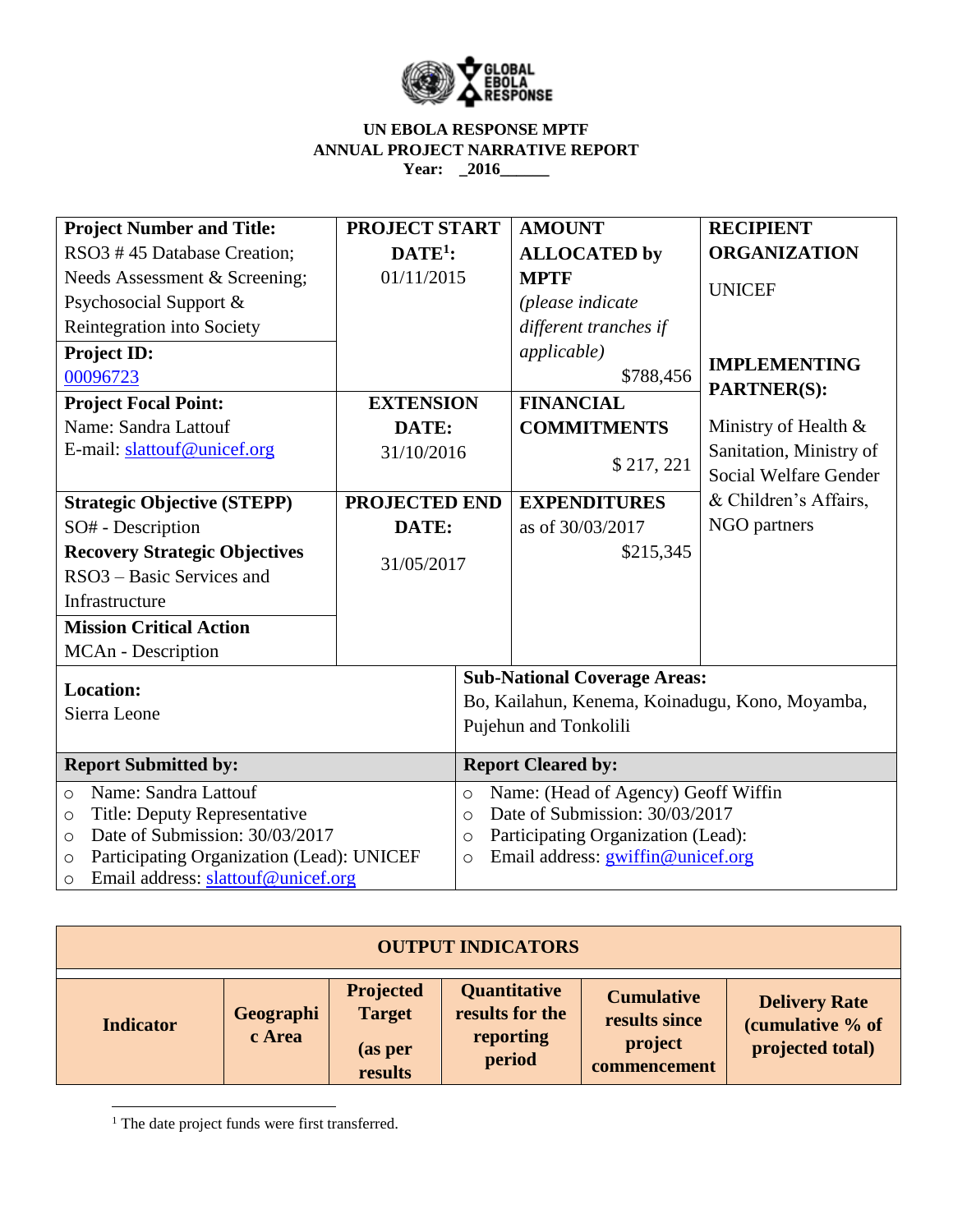**UN EBOLA RESPONSE MPTF**
**ANNUAL PROJECT NARRATIVE REPORT**
**Year: _2016______**

| **Project Number and Title:** RSO3 # 45 Database Creation; Needs Assessment & Screening; Psychosocial Support & Reintegration into Society | **PROJECT START DATE[1]:** 01/11/2015 | **AMOUNT ALLOCATED by MPTF** *(please indicate different tranches if applicable)* $788,456 | **RECIPIENT ORGANIZATION** UNICEF |
|---|---|---|---|
| **Project ID:** 00096723 | | | **IMPLEMENTING PARTNER(S):** Ministry of Health & Sanitation, Ministry of Social Welfare Gender & Children's Affairs, NGO partners |
| **Project Focal Point:** Name: Sandra Lattouf E-mail: slattouf@unicef.org | **EXTENSION DATE:** 31/10/2016 | **FINANCIAL COMMITMENTS** $ 217, 221 | |
| **Strategic Objective (STEPP)** SO# - Description **Recovery Strategic Objectives** RSO3 – Basic Services and Infrastructure | **PROJECTED END DATE:** 31/05/2017 | **EXPENDITURES** as of 30/03/2017 $215,345 | |
| **Mission Critical Action** MCAn - Description | | | |

| **Location:** Sierra Leone | **Sub-National Coverage Areas:** Bo, Kailahun, Kenema, Koinadugu, Kono, Moyamba, Pujehun and Tonkolili |
|---|---|
| **Report Submitted by:** | **Report Cleared by:** |
| ○ Name: Sandra Lattouf<br>○ Title: Deputy Representative<br>○ Date of Submission: 30/03/2017<br>○ Participating Organization (Lead): UNICEF<br>○ Email address: slattouf@unicef.org | ○ Name: (Head of Agency) Geoff Wiffin<br>○ Date of Submission: 30/03/2017<br>○ Participating Organization (Lead):<br>○ Email address: gwiffin@unicef.org |

| **OUTPUT INDICATORS** | | | | | |
|---|---|---|---|---|---|
| **Indicator** | **Geographic Area** | **Projected Target (as per results** | **Quantitative results for the reporting period** | **Cumulative results since project commencement** | **Delivery Rate (cumulative % of projected total)** |

[1] The date project funds were first transferred.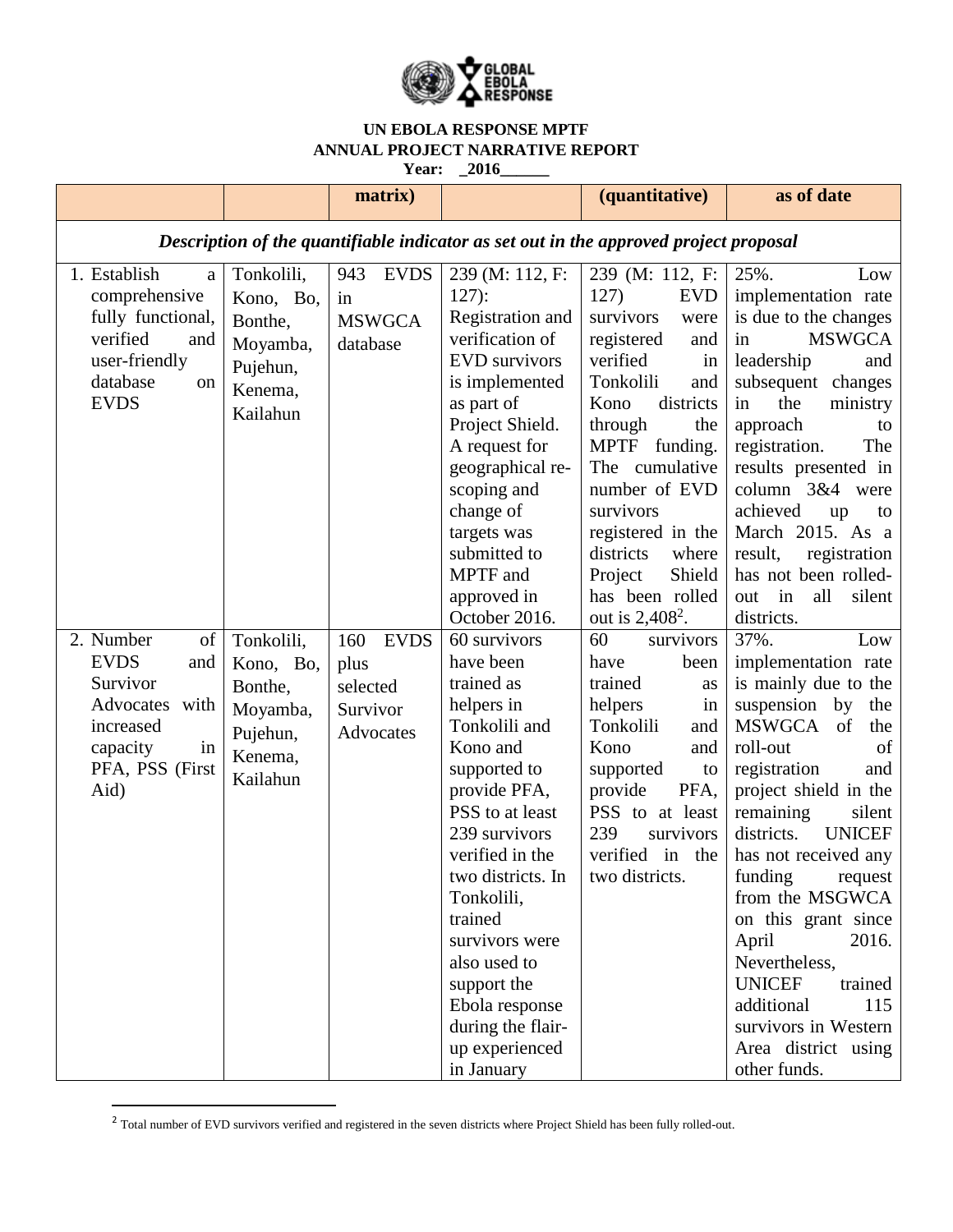# UN EBOLA RESPONSE MPTF
## ANNUAL PROJECT NARRATIVE REPORT
**Year: _2016______**

| | | matrix) | | (quantitative) | as of date |
|---|---|---|---|---|---|
| *Description of the quantifiable indicator as set out in the approved project proposal* | | | | | |
| 1. Establish a comprehensive fully functional, verified and user-friendly database on EVDS | Tonkolili, Kono, Bo, Bonthe, Moyamba, Pujehun, Kenema, Kailahun | 943 EVDS in MSWGCA database | 239 (M: 112, F: 127): Registration and verification of EVD survivors is implemented as part of Project Shield. A request for geographical re-scoping and change of targets was submitted to MPTF and approved in October 2016. | 239 (M: 112, F: 127) EVD survivors were registered and verified in Tonkolili and Kono districts through the MPTF funding. The cumulative number of EVD survivors registered in the districts where Project Shield has been rolled out is 2,408[2]. | 25%. Low implementation rate is due to the changes in MSWGCA leadership and subsequent changes in the ministry approach to registration. The results presented in column 3&4 were achieved up to March 2015. As a result, registration has not been rolled-out in all silent districts. |
| 2. Number of EVDS and Survivor Advocates with increased capacity in PFA, PSS (First Aid) | Tonkolili, Kono, Bo, Bonthe, Moyamba, Pujehun, Kenema, Kailahun | 160 EVDS plus selected Survivor Advocates | 60 survivors have been trained as helpers in Tonkolili and Kono and supported to provide PFA, PSS to at least 239 survivors verified in the two districts. In Tonkolili, trained survivors were also used to support the Ebola response during the flair-up experienced in January | 60 survivors have been trained as helpers in Tonkolili and Kono and supported to provide PFA, PSS to at least 239 survivors verified in the two districts. | 37%. Low implementation rate is mainly due to the suspension by the MSWGCA of the roll-out of registration and project shield in the remaining silent districts. UNICEF has not received any funding request from the MSGWCA on this grant since April 2016. Nevertheless, UNICEF trained additional 115 survivors in Western Area district using other funds. |

[2] Total number of EVD survivors verified and registered in the seven districts where Project Shield has been fully rolled-out.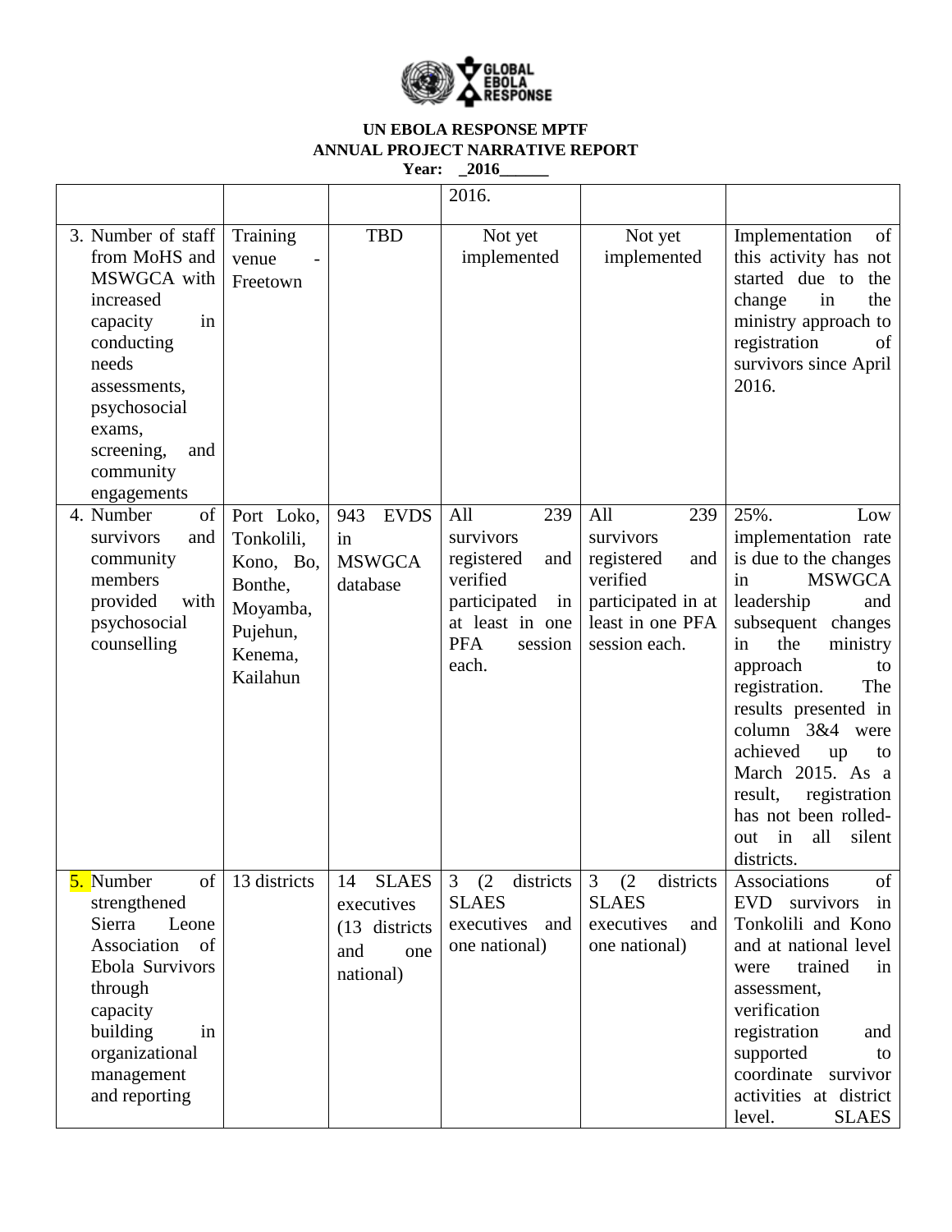**UN EBOLA RESPONSE MPTF**
**ANNUAL PROJECT NARRATIVE REPORT**
**Year: _2016______**

| | | | | | |
|---|---|---|---|---|---|
| | | | 2016. | | |
| 3. Number of staff from MoHS and MSWGCA with increased capacity in conducting needs assessments, psychosocial exams, screening, and community engagements | Training venue - Freetown | TBD | Not yet implemented | Not yet implemented | Implementation of this activity has not started due to the change in the ministry approach to registration of survivors since April 2016. |
| 4. Number of survivors and community members provided with psychosocial counselling | Port Loko, Tonkolili, Kono, Bo, Bonthe, Moyamba, Pujehun, Kenema, Kailahun | 943 EVDS in MSWGCA database | All 239 survivors registered and verified participated in at least in one PFA session each. | All 239 survivors registered and verified participated in at least in one PFA session each. | 25%. Low implementation rate is due to the changes in MSWGCA leadership and subsequent changes in the ministry approach to registration. The results presented in column 3&4 were achieved up to March 2015. As a result, registration has not been rolled-out in all silent districts. |
| 5. Number of strengthened Sierra Leone Association of Ebola Survivors through capacity building in organizational management and reporting | 13 districts | 14 SLAES executives (13 districts and one national) | 3 (2 districts SLAES executives and one national) | 3 (2 districts SLAES executives and one national) | Associations of EVD survivors in Tonkolili and Kono and at national level were trained in assessment, verification registration and supported to coordinate survivor activities at district level. SLAES |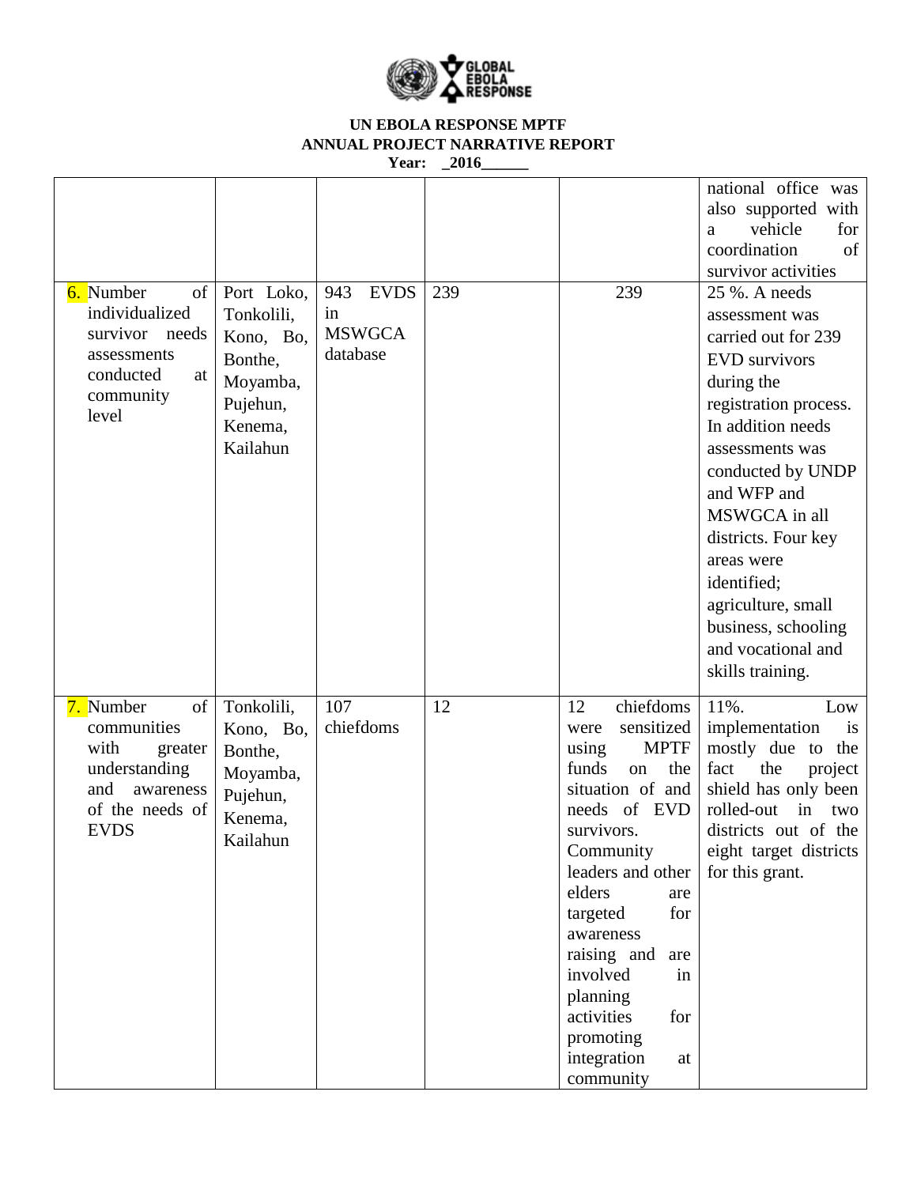| | | | | | national office was also supported with a vehicle for coordination of survivor activities |
|---|---|---|---|---|---|
| 6. Number of individualized survivor needs assessments conducted at community level | Port Loko, Tonkolili, Kono, Bo, Bonthe, Moyamba, Pujehun, Kenema, Kailahun | 943 EVDS in MSWGCA database | 239 | 239 | 25 %. A needs assessment was carried out for 239 EVD survivors during the registration process. In addition needs assessments was conducted by UNDP and WFP and MSWGCA in all districts. Four key areas were identified; agriculture, small business, schooling and vocational and skills training. |
| 7. Number of communities with greater understanding and awareness of the needs of EVDS | Tonkolili, Kono, Bo, Bonthe, Moyamba, Pujehun, Kenema, Kailahun | 107 chiefdoms | 12 | 12 chiefdoms were sensitized using MPTF funds on the situation of and needs of EVD survivors. Community leaders and other elders are targeted for awareness raising and are involved in planning activities for promoting integration at community | 11%. Low implementation is mostly due to the fact the project shield has only been rolled-out in two districts out of the eight target districts for this grant. |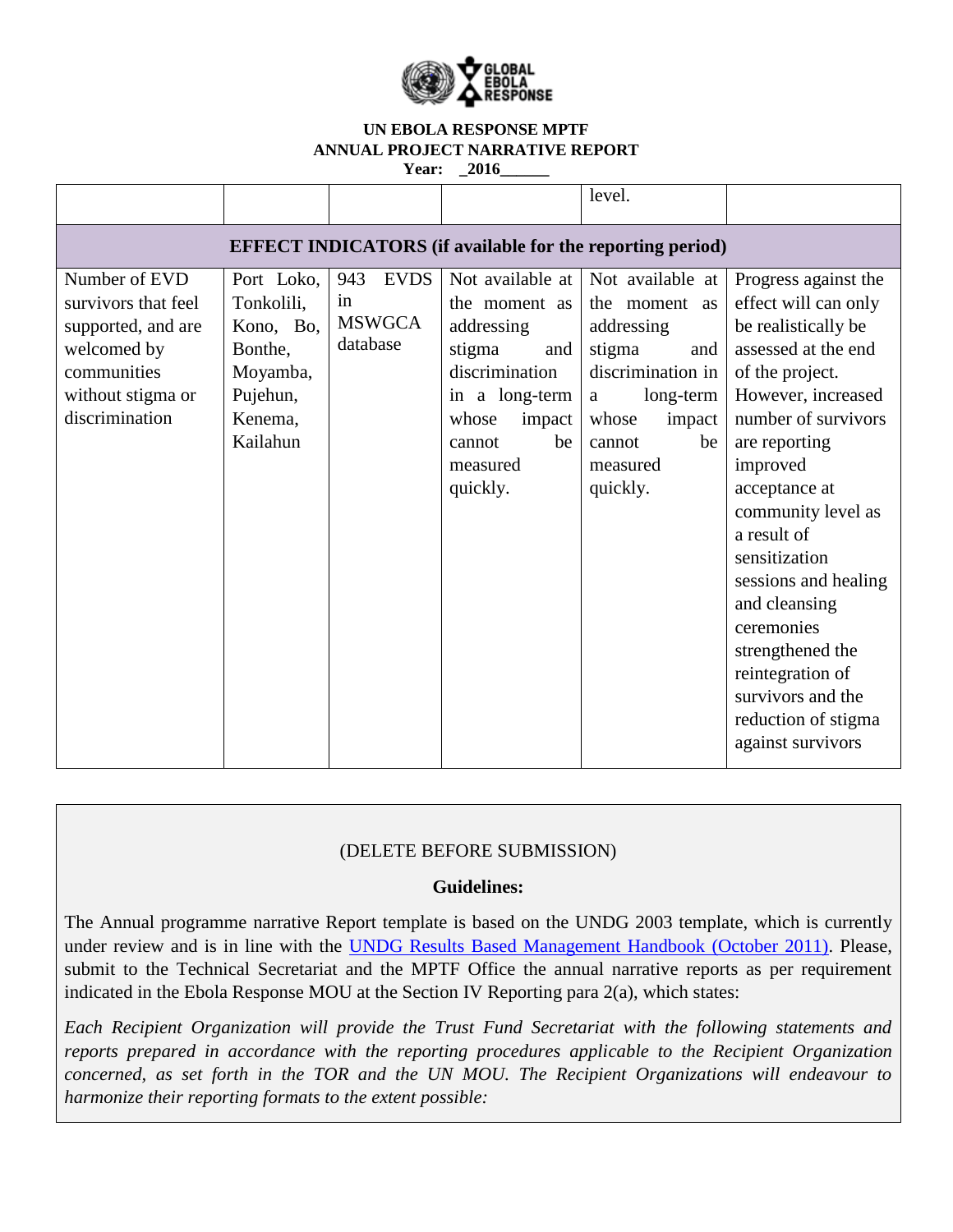**UN EBOLA RESPONSE MPTF**
**ANNUAL PROJECT NARRATIVE REPORT**
**Year: _2016______**

| | | | | | |
|---|---|---|---|---|---|
| | | | | level. | |
| **EFFECT INDICATORS (if available for the reporting period)** | | | | | |
| Number of EVD survivors that feel supported, and are welcomed by communities without stigma or discrimination | Port Loko, Tonkolili, Kono, Bo, Bonthe, Moyamba, Pujehun, Kenema, Kailahun | 943 EVDS in MSWGCA database | Not available at the moment as addressing stigma and discrimination in a long-term whose impact cannot be measured quickly. | Not available at the moment as addressing stigma and discrimination in a long-term whose impact cannot be measured quickly. | Progress against the effect will can only be realistically be assessed at the end of the project. However, increased number of survivors are reporting improved acceptance at community level as a result of sensitization sessions and healing and cleansing ceremonies strengthened the reintegration of survivors and the reduction of stigma against survivors |

(DELETE BEFORE SUBMISSION)

**Guidelines:**

The Annual programme narrative Report template is based on the UNDG 2003 template, which is currently under review and is in line with the UNDG Results Based Management Handbook (October 2011). Please, submit to the Technical Secretariat and the MPTF Office the annual narrative reports as per requirement indicated in the Ebola Response MOU at the Section IV Reporting para 2(a), which states:

*Each Recipient Organization will provide the Trust Fund Secretariat with the following statements and reports prepared in accordance with the reporting procedures applicable to the Recipient Organization concerned, as set forth in the TOR and the UN MOU. The Recipient Organizations will endeavour to harmonize their reporting formats to the extent possible:*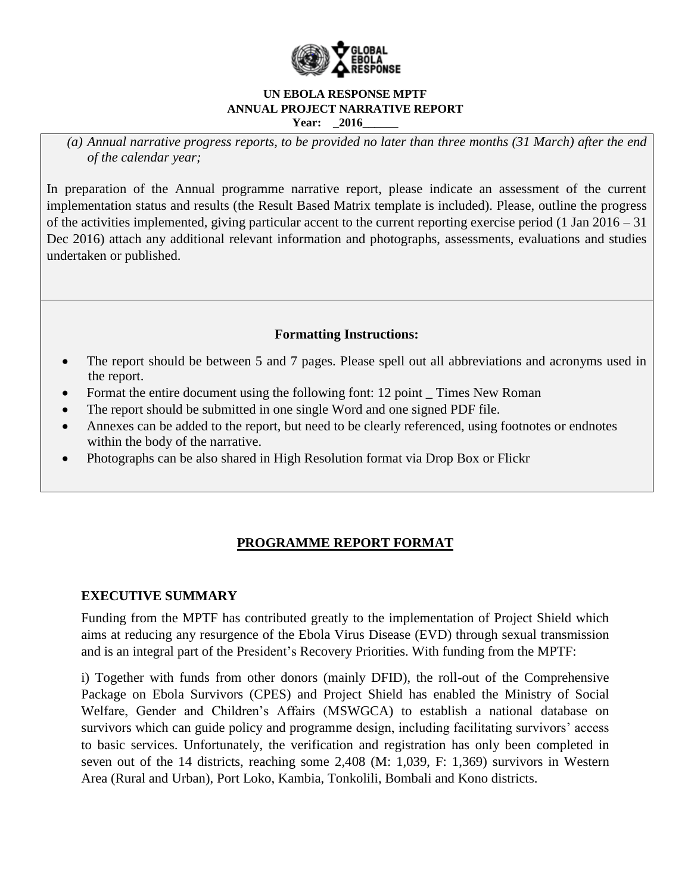**UN EBOLA RESPONSE MPTF**
**ANNUAL PROJECT NARRATIVE REPORT**
**Year: _2016______**

*(a) Annual narrative progress reports, to be provided no later than three months (31 March) after the end of the calendar year;*

In preparation of the Annual programme narrative report, please indicate an assessment of the current implementation status and results (the Result Based Matrix template is included). Please, outline the progress of the activities implemented, giving particular accent to the current reporting exercise period (1 Jan 2016 – 31 Dec 2016) attach any additional relevant information and photographs, assessments, evaluations and studies undertaken or published.

**Formatting Instructions:**

- The report should be between 5 and 7 pages. Please spell out all abbreviations and acronyms used in the report.
- Format the entire document using the following font: 12 point _ Times New Roman
- The report should be submitted in one single Word and one signed PDF file.
- Annexes can be added to the report, but need to be clearly referenced, using footnotes or endnotes within the body of the narrative.
- Photographs can be also shared in High Resolution format via Drop Box or Flickr

## PROGRAMME REPORT FORMAT

### EXECUTIVE SUMMARY

Funding from the MPTF has contributed greatly to the implementation of Project Shield which aims at reducing any resurgence of the Ebola Virus Disease (EVD) through sexual transmission and is an integral part of the President's Recovery Priorities. With funding from the MPTF:

i) Together with funds from other donors (mainly DFID), the roll-out of the Comprehensive Package on Ebola Survivors (CPES) and Project Shield has enabled the Ministry of Social Welfare, Gender and Children's Affairs (MSWGCA) to establish a national database on survivors which can guide policy and programme design, including facilitating survivors' access to basic services. Unfortunately, the verification and registration has only been completed in seven out of the 14 districts, reaching some 2,408 (M: 1,039, F: 1,369) survivors in Western Area (Rural and Urban), Port Loko, Kambia, Tonkolili, Bombali and Kono districts.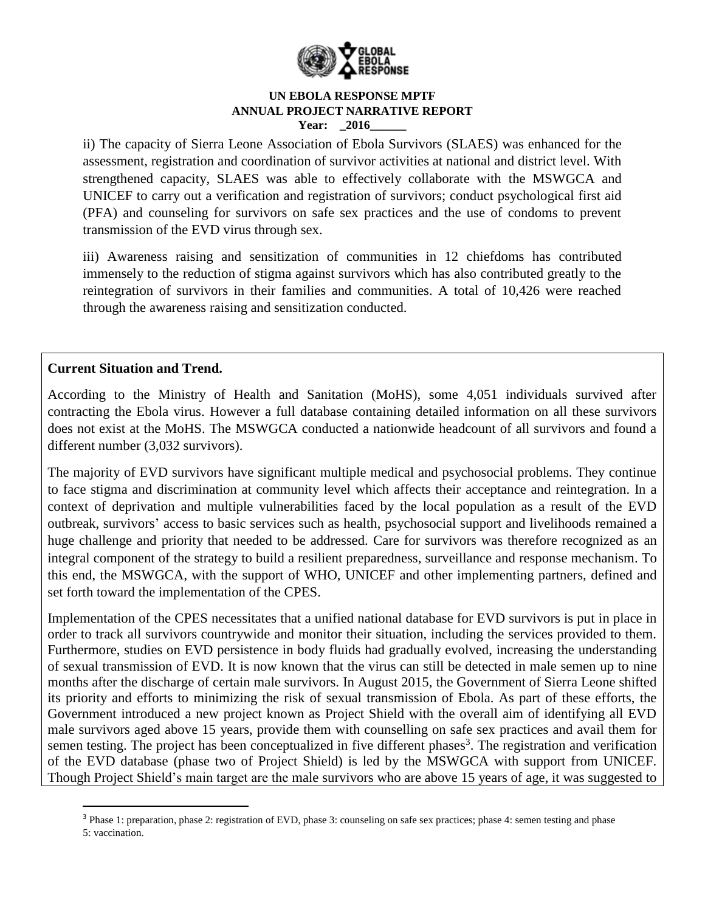ii) The capacity of Sierra Leone Association of Ebola Survivors (SLAES) was enhanced for the assessment, registration and coordination of survivor activities at national and district level. With strengthened capacity, SLAES was able to effectively collaborate with the MSWGCA and UNICEF to carry out a verification and registration of survivors; conduct psychological first aid (PFA) and counseling for survivors on safe sex practices and the use of condoms to prevent transmission of the EVD virus through sex.

iii) Awareness raising and sensitization of communities in 12 chiefdoms has contributed immensely to the reduction of stigma against survivors which has also contributed greatly to the reintegration of survivors in their families and communities. A total of 10,426 were reached through the awareness raising and sensitization conducted.

**Current Situation and Trend.**

According to the Ministry of Health and Sanitation (MoHS), some 4,051 individuals survived after contracting the Ebola virus. However a full database containing detailed information on all these survivors does not exist at the MoHS. The MSWGCA conducted a nationwide headcount of all survivors and found a different number (3,032 survivors).

The majority of EVD survivors have significant multiple medical and psychosocial problems. They continue to face stigma and discrimination at community level which affects their acceptance and reintegration. In a context of deprivation and multiple vulnerabilities faced by the local population as a result of the EVD outbreak, survivors' access to basic services such as health, psychosocial support and livelihoods remained a huge challenge and priority that needed to be addressed. Care for survivors was therefore recognized as an integral component of the strategy to build a resilient preparedness, surveillance and response mechanism. To this end, the MSWGCA, with the support of WHO, UNICEF and other implementing partners, defined and set forth toward the implementation of the CPES.

Implementation of the CPES necessitates that a unified national database for EVD survivors is put in place in order to track all survivors countrywide and monitor their situation, including the services provided to them. Furthermore, studies on EVD persistence in body fluids had gradually evolved, increasing the understanding of sexual transmission of EVD. It is now known that the virus can still be detected in male semen up to nine months after the discharge of certain male survivors. In August 2015, the Government of Sierra Leone shifted its priority and efforts to minimizing the risk of sexual transmission of Ebola. As part of these efforts, the Government introduced a new project known as Project Shield with the overall aim of identifying all EVD male survivors aged above 15 years, provide them with counselling on safe sex practices and avail them for semen testing. The project has been conceptualized in five different phases[3]. The registration and verification of the EVD database (phase two of Project Shield) is led by the MSWGCA with support from UNICEF. Though Project Shield's main target are the male survivors who are above 15 years of age, it was suggested to

[3] Phase 1: preparation, phase 2: registration of EVD, phase 3: counseling on safe sex practices; phase 4: semen testing and phase 5: vaccination.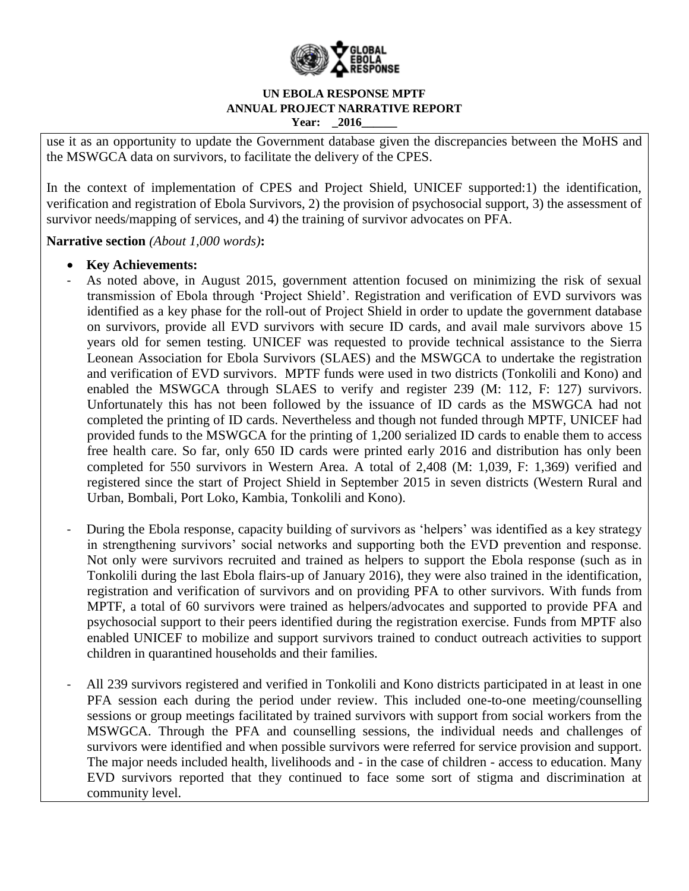use it as an opportunity to update the Government database given the discrepancies between the MoHS and the MSWGCA data on survivors, to facilitate the delivery of the CPES.

In the context of implementation of CPES and Project Shield, UNICEF supported:1) the identification, verification and registration of Ebola Survivors, 2) the provision of psychosocial support, 3) the assessment of survivor needs/mapping of services, and 4) the training of survivor advocates on PFA.

**Narrative section** *(About 1,000 words)***:**

- **Key Achievements:**

- As noted above, in August 2015, government attention focused on minimizing the risk of sexual transmission of Ebola through 'Project Shield'. Registration and verification of EVD survivors was identified as a key phase for the roll-out of Project Shield in order to update the government database on survivors, provide all EVD survivors with secure ID cards, and avail male survivors above 15 years old for semen testing. UNICEF was requested to provide technical assistance to the Sierra Leonean Association for Ebola Survivors (SLAES) and the MSWGCA to undertake the registration and verification of EVD survivors. MPTF funds were used in two districts (Tonkolili and Kono) and enabled the MSWGCA through SLAES to verify and register 239 (M: 112, F: 127) survivors. Unfortunately this has not been followed by the issuance of ID cards as the MSWGCA had not completed the printing of ID cards. Nevertheless and though not funded through MPTF, UNICEF had provided funds to the MSWGCA for the printing of 1,200 serialized ID cards to enable them to access free health care. So far, only 650 ID cards were printed early 2016 and distribution has only been completed for 550 survivors in Western Area. A total of 2,408 (M: 1,039, F: 1,369) verified and registered since the start of Project Shield in September 2015 in seven districts (Western Rural and Urban, Bombali, Port Loko, Kambia, Tonkolili and Kono).

- During the Ebola response, capacity building of survivors as 'helpers' was identified as a key strategy in strengthening survivors' social networks and supporting both the EVD prevention and response. Not only were survivors recruited and trained as helpers to support the Ebola response (such as in Tonkolili during the last Ebola flairs-up of January 2016), they were also trained in the identification, registration and verification of survivors and on providing PFA to other survivors. With funds from MPTF, a total of 60 survivors were trained as helpers/advocates and supported to provide PFA and psychosocial support to their peers identified during the registration exercise. Funds from MPTF also enabled UNICEF to mobilize and support survivors trained to conduct outreach activities to support children in quarantined households and their families.

- All 239 survivors registered and verified in Tonkolili and Kono districts participated in at least in one PFA session each during the period under review. This included one-to-one meeting/counselling sessions or group meetings facilitated by trained survivors with support from social workers from the MSWGCA. Through the PFA and counselling sessions, the individual needs and challenges of survivors were identified and when possible survivors were referred for service provision and support. The major needs included health, livelihoods and - in the case of children - access to education. Many EVD survivors reported that they continued to face some sort of stigma and discrimination at community level.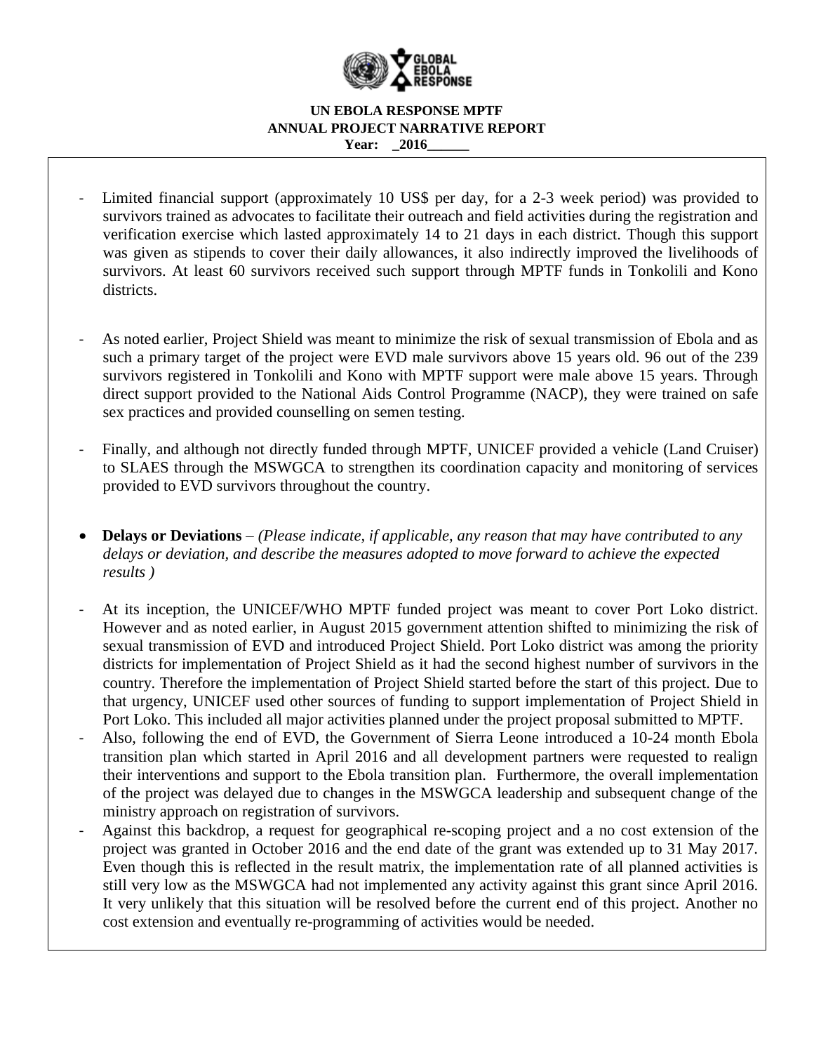- Limited financial support (approximately 10 US$ per day, for a 2-3 week period) was provided to survivors trained as advocates to facilitate their outreach and field activities during the registration and verification exercise which lasted approximately 14 to 21 days in each district. Though this support was given as stipends to cover their daily allowances, it also indirectly improved the livelihoods of survivors. At least 60 survivors received such support through MPTF funds in Tonkolili and Kono districts.

- As noted earlier, Project Shield was meant to minimize the risk of sexual transmission of Ebola and as such a primary target of the project were EVD male survivors above 15 years old. 96 out of the 239 survivors registered in Tonkolili and Kono with MPTF support were male above 15 years. Through direct support provided to the National Aids Control Programme (NACP), they were trained on safe sex practices and provided counselling on semen testing.

- Finally, and although not directly funded through MPTF, UNICEF provided a vehicle (Land Cruiser) to SLAES through the MSWGCA to strengthen its coordination capacity and monitoring of services provided to EVD survivors throughout the country.

- **Delays or Deviations** – *(Please indicate, if applicable, any reason that may have contributed to any delays or deviation, and describe the measures adopted to move forward to achieve the expected results )*

- At its inception, the UNICEF/WHO MPTF funded project was meant to cover Port Loko district. However and as noted earlier, in August 2015 government attention shifted to minimizing the risk of sexual transmission of EVD and introduced Project Shield. Port Loko district was among the priority districts for implementation of Project Shield as it had the second highest number of survivors in the country. Therefore the implementation of Project Shield started before the start of this project. Due to that urgency, UNICEF used other sources of funding to support implementation of Project Shield in Port Loko. This included all major activities planned under the project proposal submitted to MPTF.
- Also, following the end of EVD, the Government of Sierra Leone introduced a 10-24 month Ebola transition plan which started in April 2016 and all development partners were requested to realign their interventions and support to the Ebola transition plan. Furthermore, the overall implementation of the project was delayed due to changes in the MSWGCA leadership and subsequent change of the ministry approach on registration of survivors.
- Against this backdrop, a request for geographical re-scoping project and a no cost extension of the project was granted in October 2016 and the end date of the grant was extended up to 31 May 2017. Even though this is reflected in the result matrix, the implementation rate of all planned activities is still very low as the MSWGCA had not implemented any activity against this grant since April 2016. It very unlikely that this situation will be resolved before the current end of this project. Another no cost extension and eventually re-programming of activities would be needed.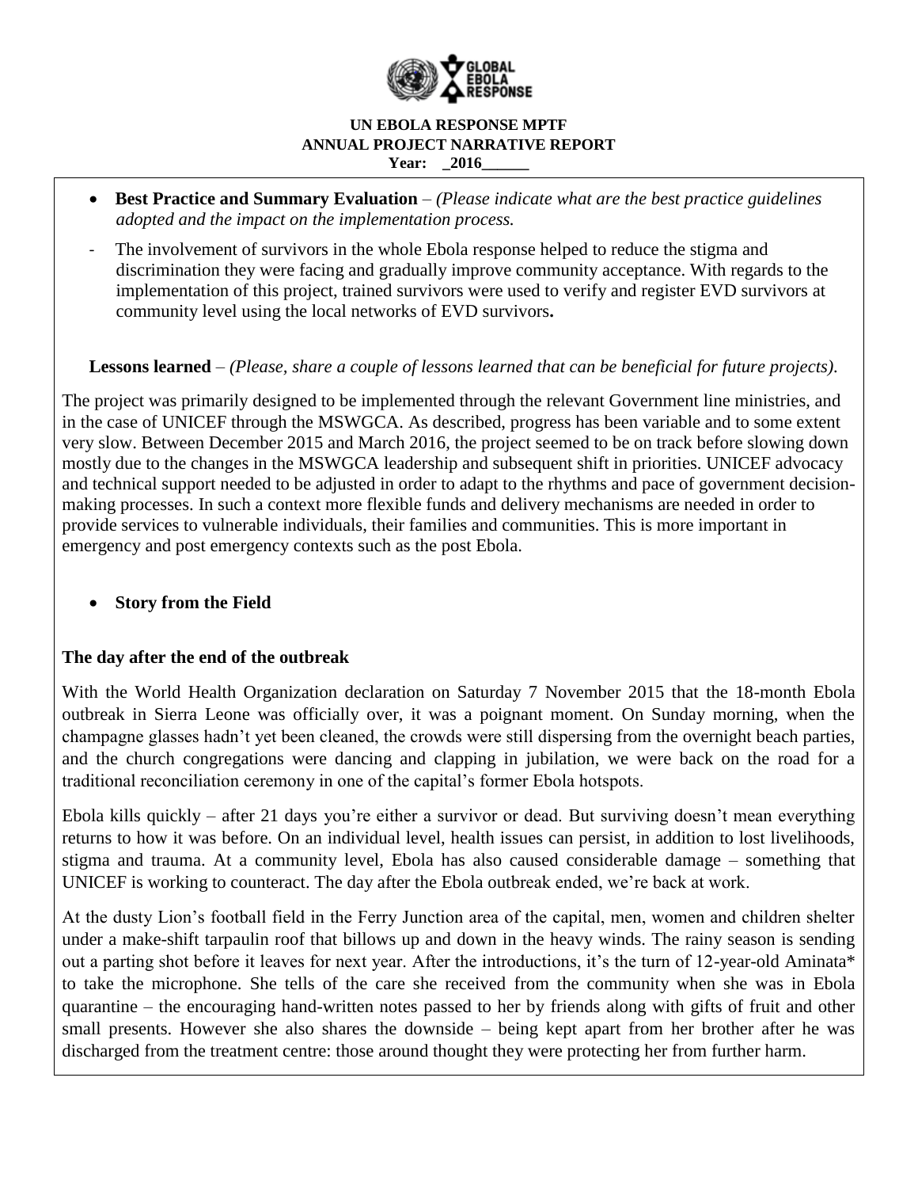- **Best Practice and Summary Evaluation** – *(Please indicate what are the best practice guidelines adopted and the impact on the implementation process.*

- The involvement of survivors in the whole Ebola response helped to reduce the stigma and discrimination they were facing and gradually improve community acceptance. With regards to the implementation of this project, trained survivors were used to verify and register EVD survivors at community level using the local networks of EVD survivors**.**

**Lessons learned** – *(Please, share a couple of lessons learned that can be beneficial for future projects).*

The project was primarily designed to be implemented through the relevant Government line ministries, and in the case of UNICEF through the MSWGCA. As described, progress has been variable and to some extent very slow. Between December 2015 and March 2016, the project seemed to be on track before slowing down mostly due to the changes in the MSWGCA leadership and subsequent shift in priorities. UNICEF advocacy and technical support needed to be adjusted in order to adapt to the rhythms and pace of government decision-making processes. In such a context more flexible funds and delivery mechanisms are needed in order to provide services to vulnerable individuals, their families and communities. This is more important in emergency and post emergency contexts such as the post Ebola.

- **Story from the Field**

**The day after the end of the outbreak**

With the World Health Organization declaration on Saturday 7 November 2015 that the 18-month Ebola outbreak in Sierra Leone was officially over, it was a poignant moment. On Sunday morning, when the champagne glasses hadn't yet been cleaned, the crowds were still dispersing from the overnight beach parties, and the church congregations were dancing and clapping in jubilation, we were back on the road for a traditional reconciliation ceremony in one of the capital's former Ebola hotspots.

Ebola kills quickly – after 21 days you're either a survivor or dead. But surviving doesn't mean everything returns to how it was before. On an individual level, health issues can persist, in addition to lost livelihoods, stigma and trauma. At a community level, Ebola has also caused considerable damage – something that UNICEF is working to counteract. The day after the Ebola outbreak ended, we're back at work.

At the dusty Lion's football field in the Ferry Junction area of the capital, men, women and children shelter under a make-shift tarpaulin roof that billows up and down in the heavy winds. The rainy season is sending out a parting shot before it leaves for next year. After the introductions, it's the turn of 12-year-old Aminata* to take the microphone. She tells of the care she received from the community when she was in Ebola quarantine – the encouraging hand-written notes passed to her by friends along with gifts of fruit and other small presents. However she also shares the downside – being kept apart from her brother after he was discharged from the treatment centre: those around thought they were protecting her from further harm.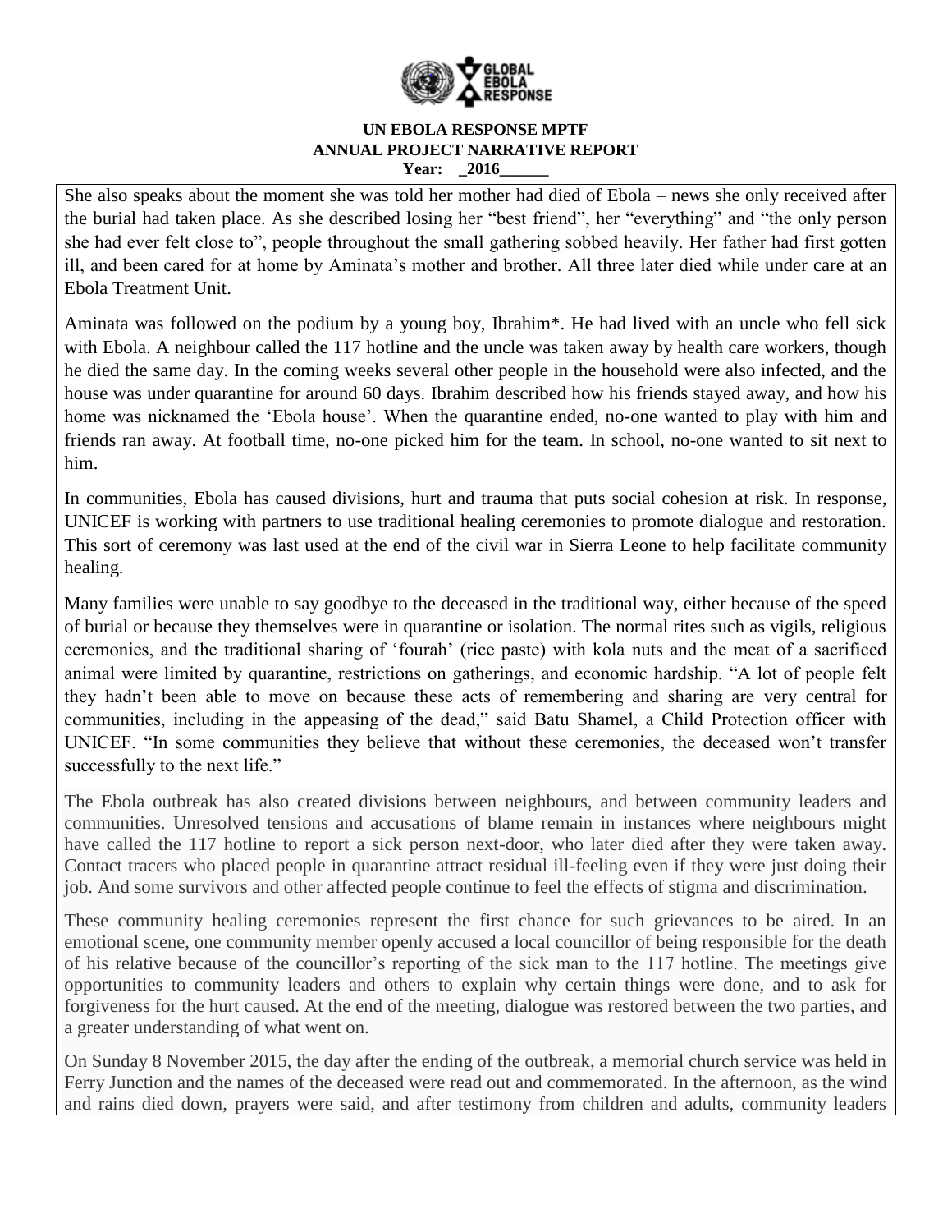She also speaks about the moment she was told her mother had died of Ebola – news she only received after the burial had taken place. As she described losing her "best friend", her "everything" and "the only person she had ever felt close to", people throughout the small gathering sobbed heavily. Her father had first gotten ill, and been cared for at home by Aminata's mother and brother. All three later died while under care at an Ebola Treatment Unit.

Aminata was followed on the podium by a young boy, Ibrahim*. He had lived with an uncle who fell sick with Ebola. A neighbour called the 117 hotline and the uncle was taken away by health care workers, though he died the same day. In the coming weeks several other people in the household were also infected, and the house was under quarantine for around 60 days. Ibrahim described how his friends stayed away, and how his home was nicknamed the 'Ebola house'. When the quarantine ended, no-one wanted to play with him and friends ran away. At football time, no-one picked him for the team. In school, no-one wanted to sit next to him.

In communities, Ebola has caused divisions, hurt and trauma that puts social cohesion at risk. In response, UNICEF is working with partners to use traditional healing ceremonies to promote dialogue and restoration. This sort of ceremony was last used at the end of the civil war in Sierra Leone to help facilitate community healing.

Many families were unable to say goodbye to the deceased in the traditional way, either because of the speed of burial or because they themselves were in quarantine or isolation. The normal rites such as vigils, religious ceremonies, and the traditional sharing of 'fourah' (rice paste) with kola nuts and the meat of a sacrificed animal were limited by quarantine, restrictions on gatherings, and economic hardship. "A lot of people felt they hadn't been able to move on because these acts of remembering and sharing are very central for communities, including in the appeasing of the dead," said Batu Shamel, a Child Protection officer with UNICEF. "In some communities they believe that without these ceremonies, the deceased won't transfer successfully to the next life."

The Ebola outbreak has also created divisions between neighbours, and between community leaders and communities. Unresolved tensions and accusations of blame remain in instances where neighbours might have called the 117 hotline to report a sick person next-door, who later died after they were taken away. Contact tracers who placed people in quarantine attract residual ill-feeling even if they were just doing their job. And some survivors and other affected people continue to feel the effects of stigma and discrimination.

These community healing ceremonies represent the first chance for such grievances to be aired. In an emotional scene, one community member openly accused a local councillor of being responsible for the death of his relative because of the councillor's reporting of the sick man to the 117 hotline. The meetings give opportunities to community leaders and others to explain why certain things were done, and to ask for forgiveness for the hurt caused. At the end of the meeting, dialogue was restored between the two parties, and a greater understanding of what went on.

On Sunday 8 November 2015, the day after the ending of the outbreak, a memorial church service was held in Ferry Junction and the names of the deceased were read out and commemorated. In the afternoon, as the wind and rains died down, prayers were said, and after testimony from children and adults, community leaders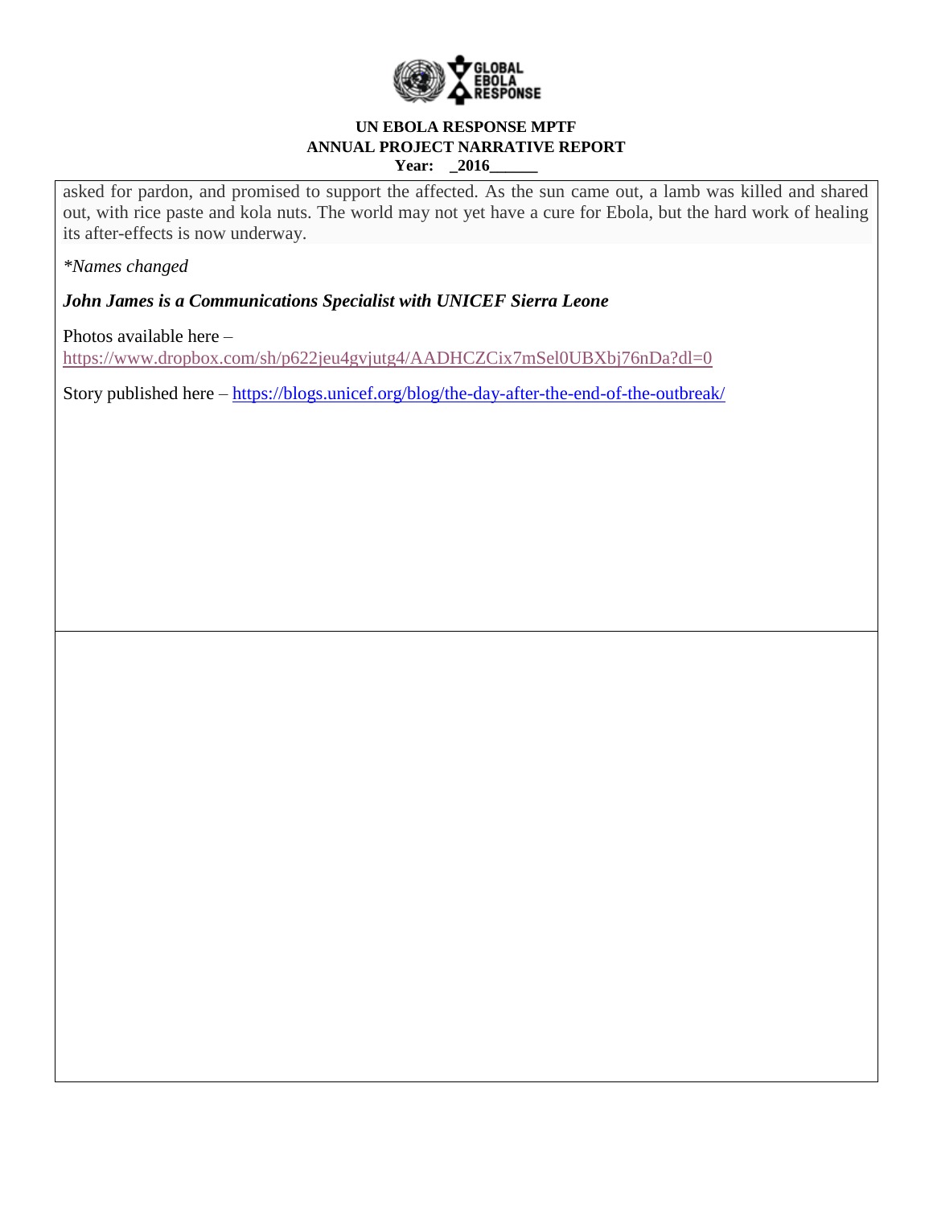asked for pardon, and promised to support the affected. As the sun came out, a lamb was killed and shared out, with rice paste and kola nuts. The world may not yet have a cure for Ebola, but the hard work of healing its after-effects is now underway.

*Names changed

***John James is a Communications Specialist with UNICEF Sierra Leone***

Photos available here – https://www.dropbox.com/sh/p622jeu4gvjutg4/AADHCZCix7mSel0UBXbj76nDa?dl=0

Story published here – https://blogs.unicef.org/blog/the-day-after-the-end-of-the-outbreak/